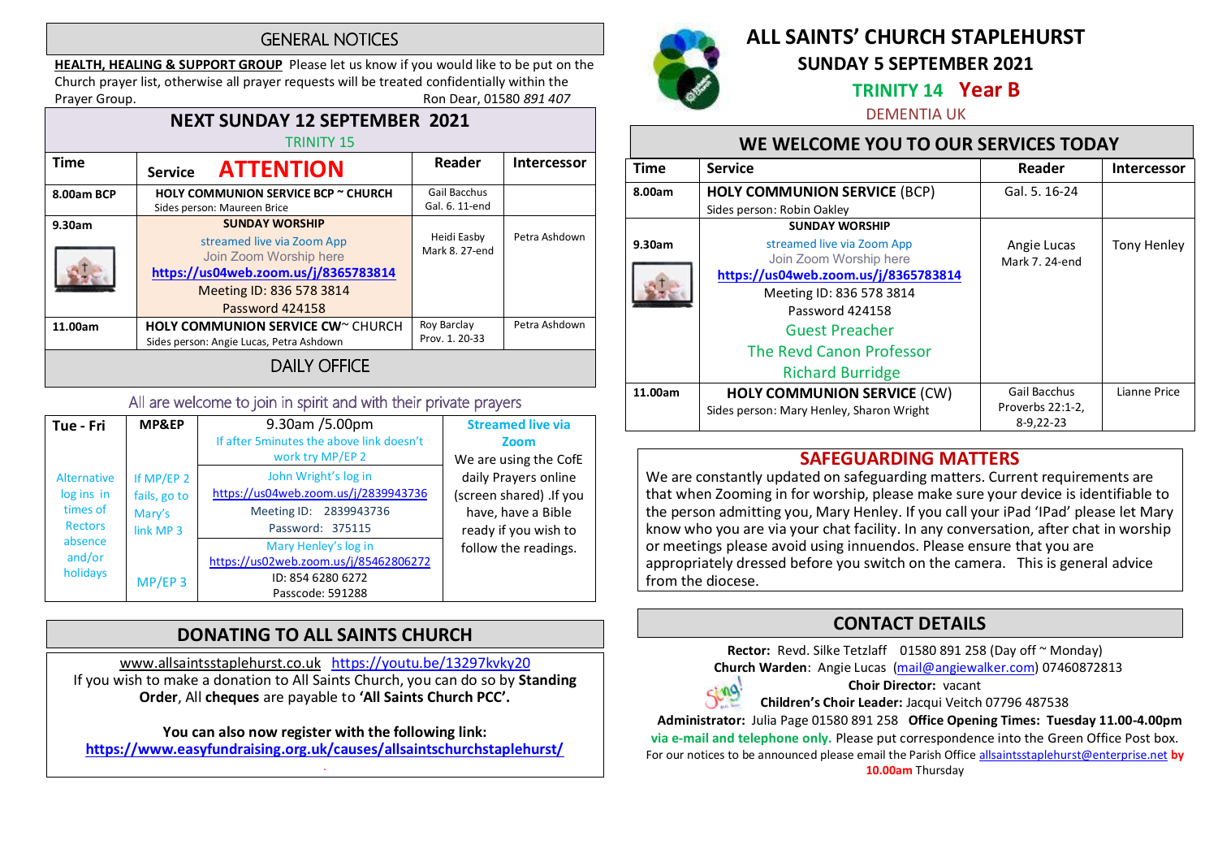# GENERAL NOTICES

**HEALTH, HEALING & SUPPORT GROUP** Please let us know if you would like to be put on the Church prayer list, otherwise all prayer requests will be treated confidentially within the Prayer Group. Ron Dear, 01580 *891 407*

## NEXT SUNDAY 12 SEPTEMBER 2021

TRINITY 15

| Time | Service **ATTENTION** | Reader | Intercessor |
|---|---|---|---|
| 8.00am BCP | **HOLY COMMUNION SERVICE BCP ~ CHURCH** Sides person: Maureen Brice | Gail Bacchus Gal. 6. 11-end | |
| 9.30am | **SUNDAY WORSHIP** streamed live via Zoom App Join Zoom Worship here **https://us04web.zoom.us/j/8365783814** Meeting ID: 836 578 3814 Password 424158 | Heidi Easby Mark 8. 27-end | Petra Ashdown |
| 11.00am | **HOLY COMMUNION SERVICE CW**~ CHURCH Sides person: Angie Lucas, Petra Ashdown | Roy Barclay Prov. 1. 20-33 | Petra Ashdown |

## DAILY OFFICE

All are welcome to join in spirit and with their private prayers

| Tue - Fri | MP&EP | 9.30am /5.00pm | Streamed live via Zoom |
|---|---|---|---|
| | | If after 5minutes the above link doesn't work try MP/EP 2 | We are using the CofE daily Prayers online (screen shared) .If you have, have a Bible ready if you wish to follow the readings. |
| Alternative log ins in times of Rectors absence and/or holidays | If MP/EP 2 fails, go to Mary's link MP 3 | John Wright's log in https://us04web.zoom.us/j/2839943736 Meeting ID: 2839943736 Password: 375115 | |
| | MP/EP 3 | Mary Henley's log in https://us02web.zoom.us/j/85462806272 ID: 854 6280 6272 Passcode: 591288 | |

## DONATING TO ALL SAINTS CHURCH

www.allsaintsstaplehurst.co.uk https://youtu.be/13297kvky20

If you wish to make a donation to All Saints Church, you can do so by **Standing Order**, All **cheques** are payable to **'All Saints Church PCC'.**

**You can also now register with the following link:**
**https://www.easyfundraising.org.uk/causes/allsaintschurchstaplehurst/**

# ALL SAINTS' CHURCH STAPLEHURST

## SUNDAY 5 SEPTEMBER 2021

**TRINITY 14 Year B**

DEMENTIA UK

## WE WELCOME YOU TO OUR SERVICES TODAY

| Time | Service | Reader | Intercessor |
|---|---|---|---|
| 8.00am | **HOLY COMMUNION SERVICE** (BCP) Sides person: Robin Oakley | Gal. 5. 16-24 | |
| 9.30am | **SUNDAY WORSHIP** streamed live via Zoom App Join Zoom Worship here **https://us04web.zoom.us/j/8365783814** Meeting ID: 836 578 3814 Password 424158 Guest Preacher The Revd Canon Professor Richard Burridge | Angie Lucas Mark 7. 24-end | Tony Henley |
| 11.00am | **HOLY COMMUNION SERVICE** (CW) Sides person: Mary Henley, Sharon Wright | Gail Bacchus Proverbs 22:1-2, 8-9,22-23 | Lianne Price |

## SAFEGUARDING MATTERS

We are constantly updated on safeguarding matters. Current requirements are that when Zooming in for worship, please make sure your device is identifiable to the person admitting you, Mary Henley. If you call your iPad 'IPad' please let Mary know who you are via your chat facility. In any conversation, after chat in worship or meetings please avoid using innuendos. Please ensure that you are appropriately dressed before you switch on the camera. This is general advice from the diocese.

## CONTACT DETAILS

**Rector:** Revd. Silke Tetzlaff 01580 891 258 (Day off ~ Monday)
**Church Warden**: Angie Lucas (mail@angiewalker.com) 07460872813
**Choir Director:** vacant
**Children's Choir Leader:** Jacqui Veitch 07796 487538
**Administrator:** Julia Page 01580 891 258 **Office Opening Times: Tuesday 11.00-4.00pm via e-mail and telephone only.** Please put correspondence into the Green Office Post box.
For our notices to be announced please email the Parish Office allsaintsstaplehurst@enterprise.net **by 10.00am** Thursday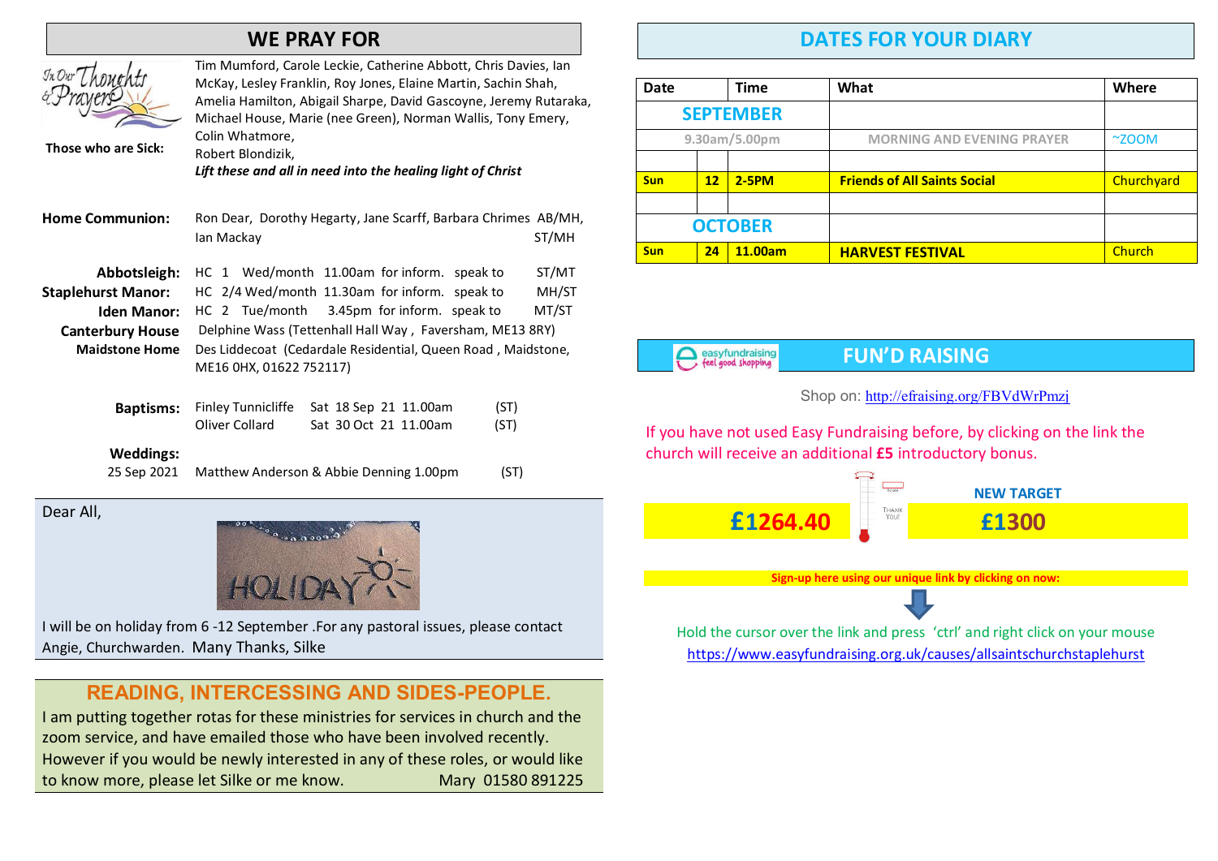## WE PRAY FOR

**Those who are Sick:** Tim Mumford, Carole Leckie, Catherine Abbott, Chris Davies, Ian McKay, Lesley Franklin, Roy Jones, Elaine Martin, Sachin Shah, Amelia Hamilton, Abigail Sharpe, David Gascoyne, Jeremy Rutaraka, Michael House, Marie (nee Green), Norman Wallis, Tony Emery, Colin Whatmore, Robert Blondizik,

***Lift these and all in need into the healing light of Christ***

**Home Communion:** Ron Dear, Dorothy Hegarty, Jane Scarff, Barbara Chrimes AB/MH, Ian Mackay ST/MH

**Abbotsleigh:** HC 1 Wed/month 11.00am for inform. speak to ST/MT
**Staplehurst Manor:** HC 2/4 Wed/month 11.30am for inform. speak to MH/ST
**Iden Manor:** HC 2 Tue/month 3.45pm for inform. speak to MT/ST
**Canterbury House** Delphine Wass (Tettenhall Hall Way , Faversham, ME13 8RY)
**Maidstone Home** Des Liddecoat (Cedardale Residential, Queen Road , Maidstone, ME16 0HX, 01622 752117)

**Baptisms:**
Finley Tunnicliffe Sat 18 Sep 21 11.00am (ST)
Oliver Collard Sat 30 Oct 21 11.00am (ST)

**Weddings:**
25 Sep 2021 Matthew Anderson & Abbie Denning 1.00pm (ST)

Dear All,

I will be on holiday from 6 -12 September .For any pastoral issues, please contact Angie, Churchwarden. Many Thanks, Silke

## READING, INTERCESSING AND SIDES-PEOPLE.

I am putting together rotas for these ministries for services in church and the zoom service, and have emailed those who have been involved recently. However if you would be newly interested in any of these roles, or would like to know more, please let Silke or me know. Mary 01580 891225

## DATES FOR YOUR DIARY

| Date | | Time | What | Where |
|---|---|---|---|---|
| **SEPTEMBER** | | | | |
| 9.30am/5.00pm | | | MORNING AND EVENING PRAYER | ~ZOOM |
| | | | | |
| **Sun** | **12** | **2-5PM** | **Friends of All Saints Social** | Churchyard |
| | | | | |
| **OCTOBER** | | | | |
| **Sun** | **24** | **11.00am** | **HARVEST FESTIVAL** | Church |

## FUN'D RAISING

Shop on: http://efraising.org/FBVdWrPmzj

If you have not used Easy Fundraising before, by clicking on the link the church will receive an additional **£5** introductory bonus.

**£1264.40**

**NEW TARGET** **£1300**

**Sign-up here using our unique link by clicking on now:**

Hold the cursor over the link and press 'ctrl' and right click on your mouse
https://www.easyfundraising.org.uk/causes/allsaintschurchstaplehurst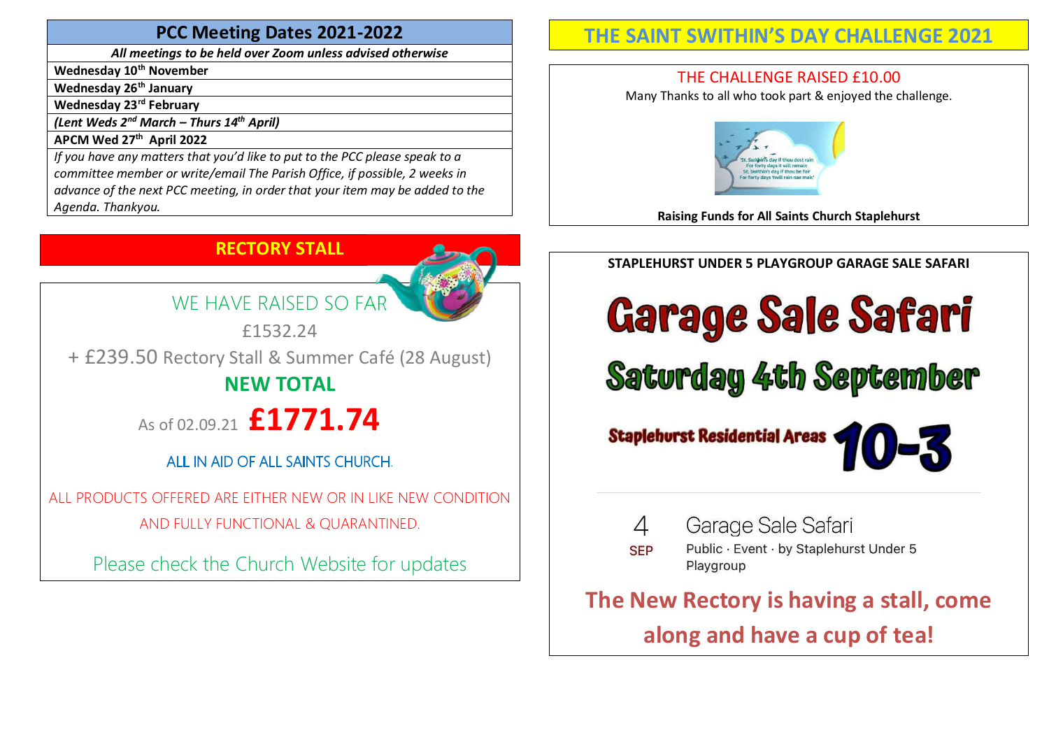## PCC Meeting Dates 2021-2022

***All meetings to be held over Zoom unless advised otherwise***

**Wednesday 10th November**

**Wednesday 26th January**

**Wednesday 23rd February**

***(Lent Weds 2nd March – Thurs 14th April)***

**APCM Wed 27th April 2022**

*If you have any matters that you'd like to put to the PCC please speak to a committee member or write/email The Parish Office, if possible, 2 weeks in advance of the next PCC meeting, in order that your item may be added to the Agenda. Thankyou.*

## RECTORY STALL

WE HAVE RAISED SO FAR

£1532.24

+ £239.50 Rectory Stall & Summer Café (28 August)

**NEW TOTAL**

As of 02.09.21 **£1771.74**

ALL IN AID OF ALL SAINTS CHURCH.

ALL PRODUCTS OFFERED ARE EITHER NEW OR IN LIKE NEW CONDITION AND FULLY FUNCTIONAL & QUARANTINED.

Please check the Church Website for updates

## THE SAINT SWITHIN'S DAY CHALLENGE 2021

THE CHALLENGE RAISED £10.00

Many Thanks to all who took part & enjoyed the challenge.

'St. Swithin's day if thou dost rain
For forty days it will remain
St. Swithin's day if thou be fair
For forty days 'twill rain nae mair'

**Raising Funds for All Saints Church Staplehurst**

## STAPLEHURST UNDER 5 PLAYGROUP GARAGE SALE SAFARI

# Garage Sale Safari

## Saturday 4th September

**Staplehurst Residential Areas 10-3**

4 SEP — Garage Sale Safari
Public · Event · by Staplehurst Under 5 Playgroup

**The New Rectory is having a stall, come along and have a cup of tea!**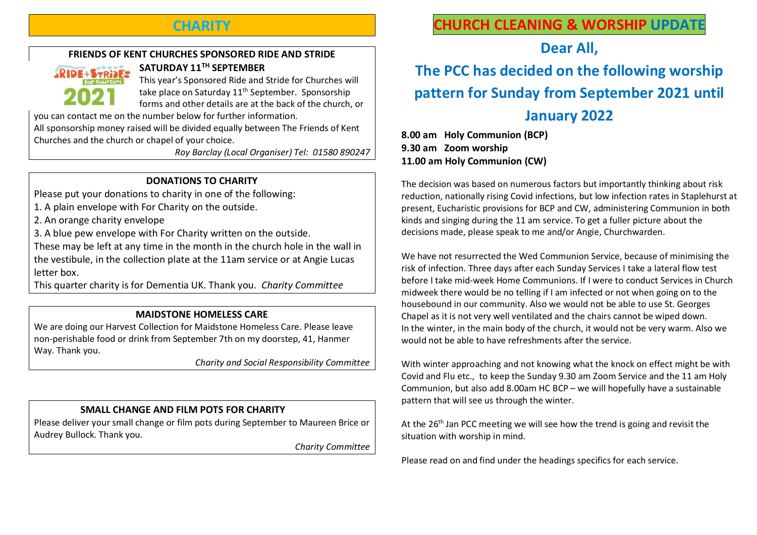# CHARITY

### FRIENDS OF KENT CHURCHES SPONSORED RIDE AND STRIDE

**SATURDAY 11TH SEPTEMBER**

This year's Sponsored Ride and Stride for Churches will take place on Saturday 11th September. Sponsorship forms and other details are at the back of the church, or you can contact me on the number below for further information.

All sponsorship money raised will be divided equally between The Friends of Kent Churches and the church or chapel of your choice.

*Roy Barclay (Local Organiser) Tel: 01580 890247*

### DONATIONS TO CHARITY

Please put your donations to charity in one of the following:

1. A plain envelope with For Charity on the outside.
2. An orange charity envelope
3. A blue pew envelope with For Charity written on the outside.

These may be left at any time in the month in the church hole in the wall in the vestibule, in the collection plate at the 11am service or at Angie Lucas letter box.

This quarter charity is for Dementia UK. Thank you. *Charity Committee*

### MAIDSTONE HOMELESS CARE

We are doing our Harvest Collection for Maidstone Homeless Care. Please leave non-perishable food or drink from September 7th on my doorstep, 41, Hanmer Way. Thank you.

*Charity and Social Responsibility Committee*

### SMALL CHANGE AND FILM POTS FOR CHARITY

Please deliver your small change or film pots during September to Maureen Brice or Audrey Bullock. Thank you.

*Charity Committee*

# CHURCH CLEANING & WORSHIP UPDATE

## Dear All,

## The PCC has decided on the following worship pattern for Sunday from September 2021 until January 2022

**8.00 am Holy Communion (BCP)**
**9.30 am Zoom worship**
**11.00 am Holy Communion (CW)**

The decision was based on numerous factors but importantly thinking about risk reduction, nationally rising Covid infections, but low infection rates in Staplehurst at present, Eucharistic provisions for BCP and CW, administering Communion in both kinds and singing during the 11 am service. To get a fuller picture about the decisions made, please speak to me and/or Angie, Churchwarden.

We have not resurrected the Wed Communion Service, because of minimising the risk of infection. Three days after each Sunday Services I take a lateral flow test before I take mid-week Home Communions. If I were to conduct Services in Church midweek there would be no telling if I am infected or not when going on to the housebound in our community. Also we would not be able to use St. Georges Chapel as it is not very well ventilated and the chairs cannot be wiped down. In the winter, in the main body of the church, it would not be very warm. Also we would not be able to have refreshments after the service.

With winter approaching and not knowing what the knock on effect might be with Covid and Flu etc., to keep the Sunday 9.30 am Zoom Service and the 11 am Holy Communion, but also add 8.00am HC BCP – we will hopefully have a sustainable pattern that will see us through the winter.

At the 26th Jan PCC meeting we will see how the trend is going and revisit the situation with worship in mind.

Please read on and find under the headings specifics for each service.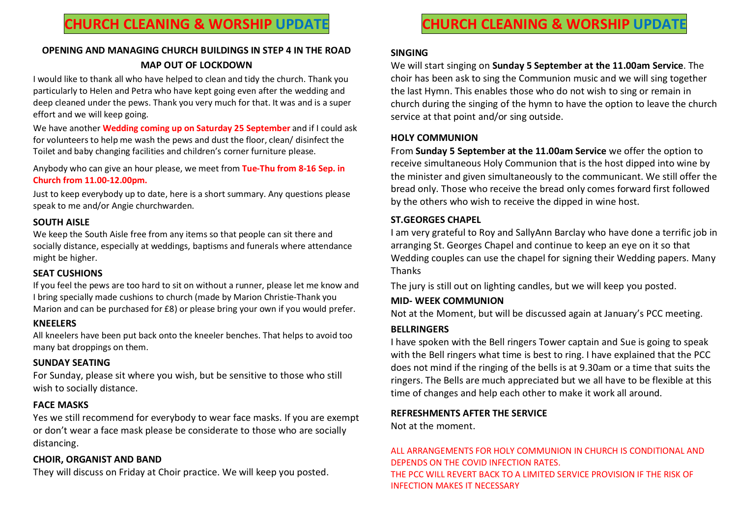# CHURCH CLEANING & WORSHIP UPDATE

### OPENING AND MANAGING CHURCH BUILDINGS IN STEP 4 IN THE ROAD MAP OUT OF LOCKDOWN

I would like to thank all who have helped to clean and tidy the church. Thank you particularly to Helen and Petra who have kept going even after the wedding and deep cleaned under the pews. Thank you very much for that. It was and is a super effort and we will keep going.

We have another **Wedding coming up on Saturday 25 September** and if I could ask for volunteers to help me wash the pews and dust the floor, clean/ disinfect the Toilet and baby changing facilities and children's corner furniture please.

Anybody who can give an hour please, we meet from **Tue-Thu from 8-16 Sep. in Church from 11.00-12.00pm.**

Just to keep everybody up to date, here is a short summary. Any questions please speak to me and/or Angie churchwarden.

### SOUTH AISLE

We keep the South Aisle free from any items so that people can sit there and socially distance, especially at weddings, baptisms and funerals where attendance might be higher.

### SEAT CUSHIONS

If you feel the pews are too hard to sit on without a runner, please let me know and I bring specially made cushions to church (made by Marion Christie-Thank you Marion and can be purchased for £8) or please bring your own if you would prefer.

### KNEELERS

All kneelers have been put back onto the kneeler benches. That helps to avoid too many bat droppings on them.

### SUNDAY SEATING

For Sunday, please sit where you wish, but be sensitive to those who still wish to socially distance.

### FACE MASKS

Yes we still recommend for everybody to wear face masks. If you are exempt or don't wear a face mask please be considerate to those who are socially distancing.

### CHOIR, ORGANIST AND BAND

They will discuss on Friday at Choir practice. We will keep you posted.

### SINGING

We will start singing on **Sunday 5 September at the 11.00am Service**. The choir has been ask to sing the Communion music and we will sing together the last Hymn. This enables those who do not wish to sing or remain in church during the singing of the hymn to have the option to leave the church service at that point and/or sing outside.

### HOLY COMMUNION

From **Sunday 5 September at the 11.00am Service** we offer the option to receive simultaneous Holy Communion that is the host dipped into wine by the minister and given simultaneously to the communicant. We still offer the bread only. Those who receive the bread only comes forward first followed by the others who wish to receive the dipped in wine host.

### ST.GEORGES CHAPEL

I am very grateful to Roy and SallyAnn Barclay who have done a terrific job in arranging St. Georges Chapel and continue to keep an eye on it so that Wedding couples can use the chapel for signing their Wedding papers. Many Thanks

The jury is still out on lighting candles, but we will keep you posted.

### MID- WEEK COMMUNION

Not at the Moment, but will be discussed again at January's PCC meeting.

### BELLRINGERS

I have spoken with the Bell ringers Tower captain and Sue is going to speak with the Bell ringers what time is best to ring. I have explained that the PCC does not mind if the ringing of the bells is at 9.30am or a time that suits the ringers. The Bells are much appreciated but we all have to be flexible at this time of changes and help each other to make it work all around.

### REFRESHMENTS AFTER THE SERVICE

Not at the moment.

ALL ARRANGEMENTS FOR HOLY COMMUNION IN CHURCH IS CONDITIONAL AND DEPENDS ON THE COVID INFECTION RATES.
THE PCC WILL REVERT BACK TO A LIMITED SERVICE PROVISION IF THE RISK OF INFECTION MAKES IT NECESSARY